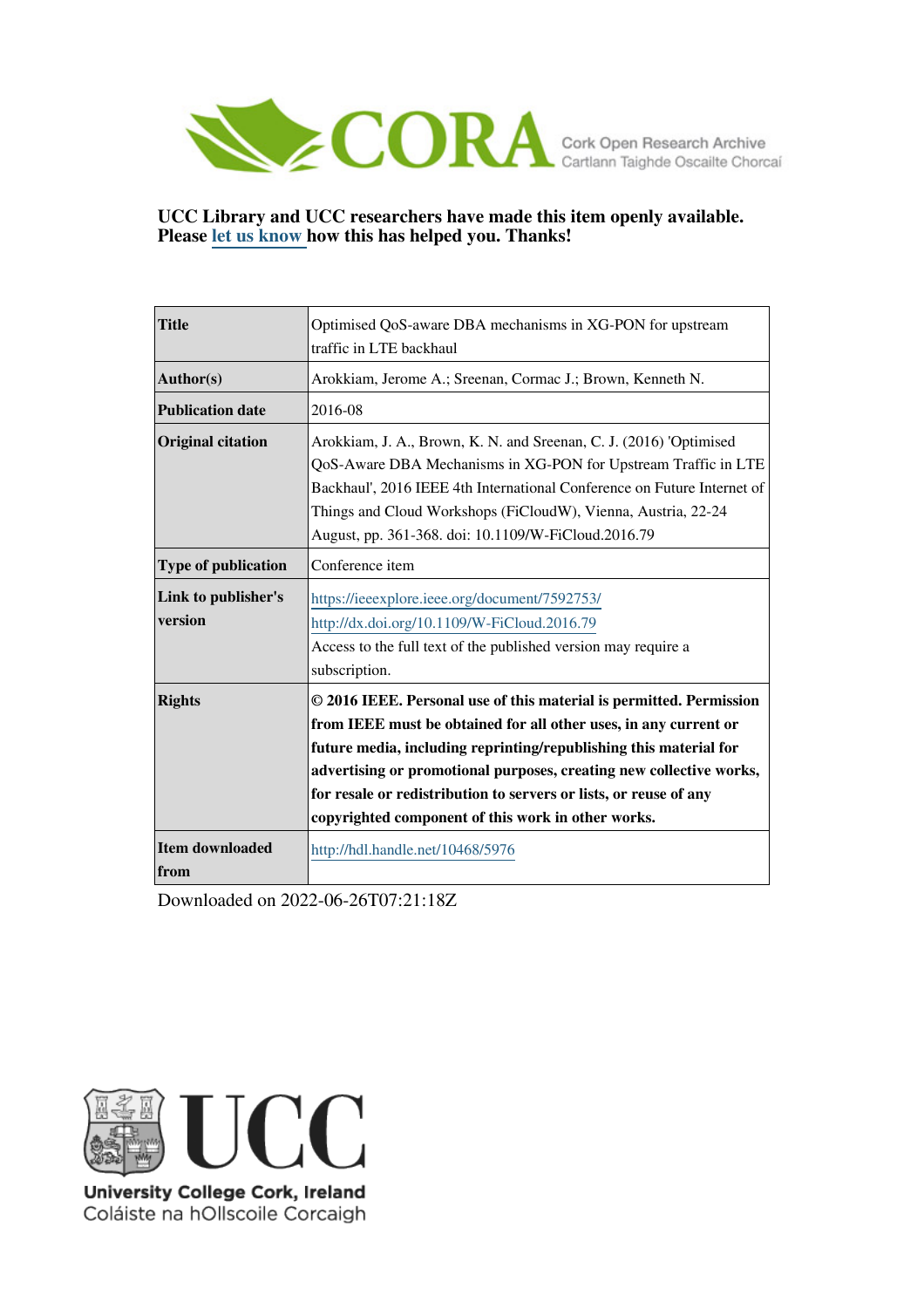CORA Cork Open Research Archive
Cartlann Taighde Oscailte Chorcaí

**UCC Library and UCC researchers have made this item openly available. Please let us know how this has helped you. Thanks!**

| **Title** | Optimised QoS-aware DBA mechanisms in XG-PON for upstream traffic in LTE backhaul |
|---|---|
| **Author(s)** | Arokkiam, Jerome A.; Sreenan, Cormac J.; Brown, Kenneth N. |
| **Publication date** | 2016-08 |
| **Original citation** | Arokkiam, J. A., Brown, K. N. and Sreenan, C. J. (2016) 'Optimised QoS-Aware DBA Mechanisms in XG-PON for Upstream Traffic in LTE Backhaul', 2016 IEEE 4th International Conference on Future Internet of Things and Cloud Workshops (FiCloudW), Vienna, Austria, 22-24 August, pp. 361-368. doi: 10.1109/W-FiCloud.2016.79 |
| **Type of publication** | Conference item |
| **Link to publisher's version** | https://ieeexplore.ieee.org/document/7592753/ http://dx.doi.org/10.1109/W-FiCloud.2016.79 Access to the full text of the published version may require a subscription. |
| **Rights** | **© 2016 IEEE. Personal use of this material is permitted. Permission from IEEE must be obtained for all other uses, in any current or future media, including reprinting/republishing this material for advertising or promotional purposes, creating new collective works, for resale or redistribution to servers or lists, or reuse of any copyrighted component of this work in other works.** |
| **Item downloaded from** | http://hdl.handle.net/10468/5976 |

Downloaded on 2022-06-26T07:21:18Z

UCC
University College Cork, Ireland
Coláiste na hOllscoile Corcaigh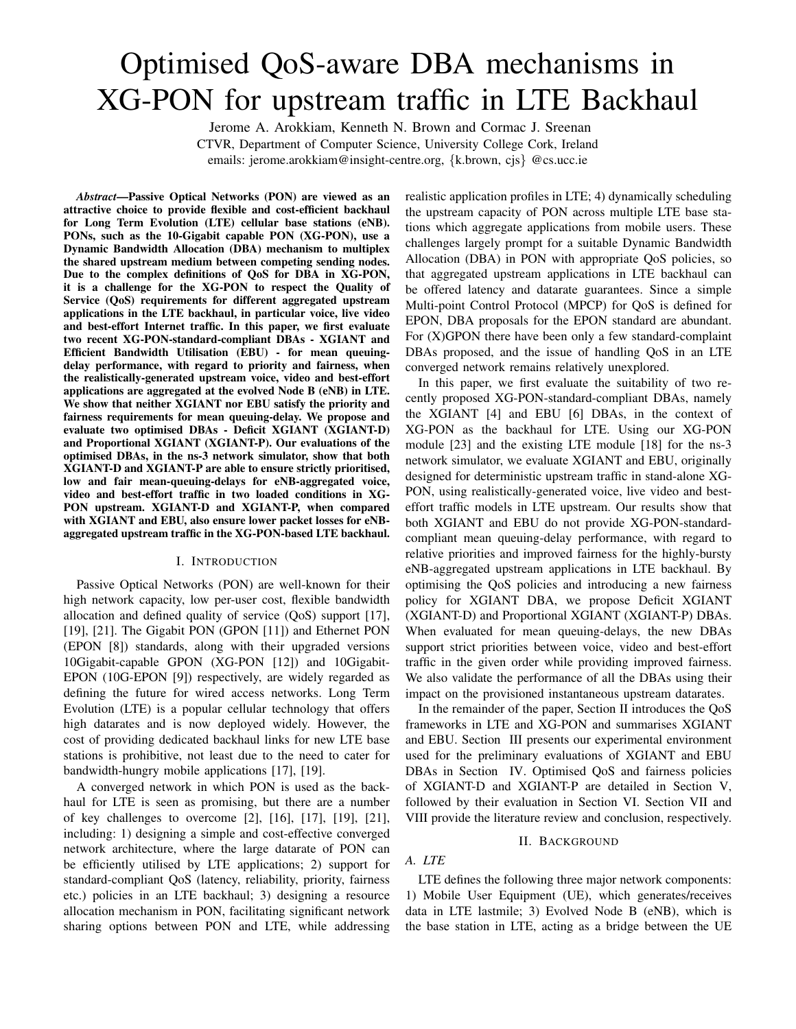# Optimised QoS-aware DBA mechanisms in XG-PON for upstream traffic in LTE Backhaul

Jerome A. Arokkiam, Kenneth N. Brown and Cormac J. Sreenan

CTVR, Department of Computer Science, University College Cork, Ireland

emails: jerome.arokkiam@insight-centre.org, {k.brown, cjs} @cs.ucc.ie

***Abstract*—Passive Optical Networks (PON) are viewed as an attractive choice to provide flexible and cost-efficient backhaul for Long Term Evolution (LTE) cellular base stations (eNB). PONs, such as the 10-Gigabit capable PON (XG-PON), use a Dynamic Bandwidth Allocation (DBA) mechanism to multiplex the shared upstream medium between competing sending nodes. Due to the complex definitions of QoS for DBA in XG-PON, it is a challenge for the XG-PON to respect the Quality of Service (QoS) requirements for different aggregated upstream applications in the LTE backhaul, in particular voice, live video and best-effort Internet traffic. In this paper, we first evaluate two recent XG-PON-standard-compliant DBAs - XGIANT and Efficient Bandwidth Utilisation (EBU) - for mean queuing-delay performance, with regard to priority and fairness, when the realistically-generated upstream voice, video and best-effort applications are aggregated at the evolved Node B (eNB) in LTE. We show that neither XGIANT nor EBU satisfy the priority and fairness requirements for mean queuing-delay. We propose and evaluate two optimised DBAs - Deficit XGIANT (XGIANT-D) and Proportional XGIANT (XGIANT-P). Our evaluations of the optimised DBAs, in the ns-3 network simulator, show that both XGIANT-D and XGIANT-P are able to ensure strictly prioritised, low and fair mean-queuing-delays for eNB-aggregated voice, video and best-effort traffic in two loaded conditions in XG-PON upstream. XGIANT-D and XGIANT-P, when compared with XGIANT and EBU, also ensure lower packet losses for eNB-aggregated upstream traffic in the XG-PON-based LTE backhaul.**

## I. Introduction

Passive Optical Networks (PON) are well-known for their high network capacity, low per-user cost, flexible bandwidth allocation and defined quality of service (QoS) support [17], [19], [21]. The Gigabit PON (GPON [11]) and Ethernet PON (EPON [8]) standards, along with their upgraded versions 10Gigabit-capable GPON (XG-PON [12]) and 10Gigabit-10G-EPON (10G-EPON [9]) respectively, are widely regarded as defining the future for wired access networks. Long Term Evolution (LTE) is a popular cellular technology that offers high datarates and is now deployed widely. However, the cost of providing dedicated backhaul links for new LTE base stations is prohibitive, not least due to the need to cater for bandwidth-hungry mobile applications [17], [19].

A converged network in which PON is used as the backhaul for LTE is seen as promising, but there are a number of key challenges to overcome [2], [16], [17], [19], [21], including: 1) designing a simple and cost-effective converged network architecture, where the large datarate of PON can be efficiently utilised by LTE applications; 2) support for standard-compliant QoS (latency, reliability, priority, fairness etc.) policies in an LTE backhaul; 3) designing a resource allocation mechanism in PON, facilitating significant network sharing options between PON and LTE, while addressing realistic application profiles in LTE; 4) dynamically scheduling the upstream capacity of PON across multiple LTE base stations which aggregate applications from mobile users. These challenges largely prompt for a suitable Dynamic Bandwidth Allocation (DBA) in PON with appropriate QoS policies, so that aggregated upstream applications in LTE backhaul can be offered latency and datarate guarantees. Since a simple Multi-point Control Protocol (MPCP) for QoS is defined for EPON, DBA proposals for the EPON standard are abundant. For (X)GPON there have been only a few standard-complaint DBAs proposed, and the issue of handling QoS in an LTE converged network remains relatively unexplored.

In this paper, we first evaluate the suitability of two recently proposed XG-PON-standard-compliant DBAs, namely the XGIANT [4] and EBU [6] DBAs, in the context of XG-PON as the backhaul for LTE. Using our XG-PON module [23] and the existing LTE module [18] for the ns-3 network simulator, we evaluate XGIANT and EBU, originally designed for deterministic upstream traffic in stand-alone XG-PON, using realistically-generated voice, live video and best-effort traffic models in LTE upstream. Our results show that both XGIANT and EBU do not provide XG-PON-standard-compliant mean queuing-delay performance, with regard to relative priorities and improved fairness for the highly-bursty eNB-aggregated upstream applications in LTE backhaul. By optimising the QoS policies and introducing a new fairness policy for XGIANT DBA, we propose Deficit XGIANT (XGIANT-D) and Proportional XGIANT (XGIANT-P) DBAs. When evaluated for mean queuing-delays, the new DBAs support strict priorities between voice, video and best-effort traffic in the given order while providing improved fairness. We also validate the performance of all the DBAs using their impact on the provisioned instantaneous upstream datarates.

In the remainder of the paper, Section II introduces the QoS frameworks in LTE and XG-PON and summarises XGIANT and EBU. Section III presents our experimental environment used for the preliminary evaluations of XGIANT and EBU DBAs in Section IV. Optimised QoS and fairness policies of XGIANT-D and XGIANT-P are detailed in Section V, followed by their evaluation in Section VI. Section VII and VIII provide the literature review and conclusion, respectively.

## II. Background

### A. LTE

LTE defines the following three major network components: 1) Mobile User Equipment (UE), which generates/receives data in LTE lastmile; 3) Evolved Node B (eNB), which is the base station in LTE, acting as a bridge between the UE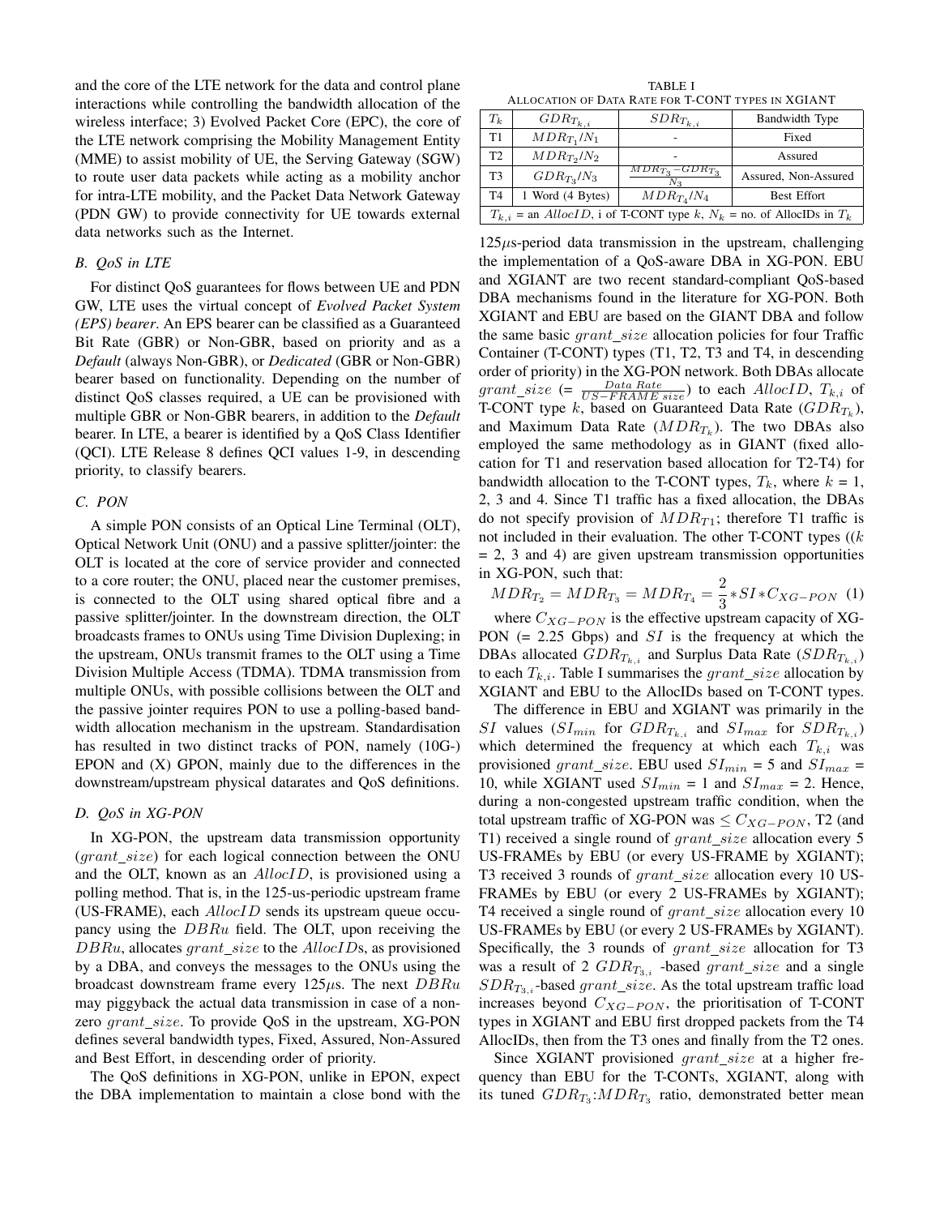and the core of the LTE network for the data and control plane interactions while controlling the bandwidth allocation of the wireless interface; 3) Evolved Packet Core (EPC), the core of the LTE network comprising the Mobility Management Entity (MME) to assist mobility of UE, the Serving Gateway (SGW) to route user data packets while acting as a mobility anchor for intra-LTE mobility, and the Packet Data Network Gateway (PDN GW) to provide connectivity for UE towards external data networks such as the Internet.

### B. QoS in LTE

For distinct QoS guarantees for flows between UE and PDN GW, LTE uses the virtual concept of *Evolved Packet System (EPS) bearer*. An EPS bearer can be classified as a Guaranteed Bit Rate (GBR) or Non-GBR, based on priority and as a *Default* (always Non-GBR), or *Dedicated* (GBR or Non-GBR) bearer based on functionality. Depending on the number of distinct QoS classes required, a UE can be provisioned with multiple GBR or Non-GBR bearers, in addition to the *Default* bearer. In LTE, a bearer is identified by a QoS Class Identifier (QCI). LTE Release 8 defines QCI values 1-9, in descending priority, to classify bearers.

### C. PON

A simple PON consists of an Optical Line Terminal (OLT), Optical Network Unit (ONU) and a passive splitter/jointer: the OLT is located at the core of service provider and connected to a core router; the ONU, placed near the customer premises, is connected to the OLT using shared optical fibre and a passive splitter/jointer. In the downstream direction, the OLT broadcasts frames to ONUs using Time Division Duplexing; in the upstream, ONUs transmit frames to the OLT using a Time Division Multiple Access (TDMA). TDMA transmission from multiple ONUs, with possible collisions between the OLT and the passive jointer requires PON to use a polling-based bandwidth allocation mechanism in the upstream. Standardisation has resulted in two distinct tracks of PON, namely (10G-) EPON and (X) GPON, mainly due to the differences in the downstream/upstream physical datarates and QoS definitions.

### D. QoS in XG-PON

In XG-PON, the upstream data transmission opportunity ($grant\_size$) for each logical connection between the ONU and the OLT, known as an $AllocID$, is provisioned using a polling method. That is, in the 125-us-periodic upstream frame (US-FRAME), each $AllocID$ sends its upstream queue occupancy using the $DBRu$ field. The OLT, upon receiving the $DBRu$, allocates $grant\_size$ to the $AllocID$s, as provisioned by a DBA, and conveys the messages to the ONUs using the broadcast downstream frame every $125\mu$s. The next $DBRu$ may piggyback the actual data transmission in case of a non-zero $grant\_size$. To provide QoS in the upstream, XG-PON defines several bandwidth types, Fixed, Assured, Non-Assured and Best Effort, in descending order of priority.

The QoS definitions in XG-PON, unlike in EPON, expect the DBA implementation to maintain a close bond with the

TABLE I
ALLOCATION OF DATA RATE FOR T-CONT TYPES IN XGIANT

| $T_k$ | $GDR_{T_{k,i}}$ | $SDR_{T_{k,i}}$ | Bandwidth Type |
|---|---|---|---|
| T1 | $MDR_{T_1}/N_1$ | - | Fixed |
| T2 | $MDR_{T_2}/N_2$ | - | Assured |
| T3 | $GDR_{T_3}/N_3$ | $\frac{MDR_{T_3}-GDR_{T_3}}{N_3}$ | Assured, Non-Assured |
| T4 | 1 Word (4 Bytes) | $MDR_{T_4}/N_4$ | Best Effort |

$T_{k,i}$ = an $AllocID$, i of T-CONT type $k$, $N_k$ = no. of AllocIDs in $T_k$

$125\mu$s-period data transmission in the upstream, challenging the implementation of a QoS-aware DBA in XG-PON. EBU and XGIANT are two recent standard-compliant QoS-based DBA mechanisms found in the literature for XG-PON. Both XGIANT and EBU are based on the GIANT DBA and follow the same basic $grant\_size$ allocation policies for four Traffic Container (T-CONT) types (T1, T2, T3 and T4, in descending order of priority) in the XG-PON network. Both DBAs allocate $grant\_size$ (= $\frac{Data\ Rate}{US-FRAME\ size}$) to each $AllocID$, $T_{k,i}$ of T-CONT type $k$, based on Guaranteed Data Rate ($GDR_{T_k}$), and Maximum Data Rate ($MDR_{T_k}$). The two DBAs also employed the same methodology as in GIANT (fixed allocation for T1 and reservation based allocation for T2-T4) for bandwidth allocation to the T-CONT types, $T_k$, where $k$ = 1, 2, 3 and 4. Since T1 traffic has a fixed allocation, the DBAs do not specify provision of $MDR_{T1}$; therefore T1 traffic is not included in their evaluation. The other T-CONT types (($k$ = 2, 3 and 4) are given upstream transmission opportunities in XG-PON, such that:

$$MDR_{T_2} = MDR_{T_3} = MDR_{T_4} = \frac{2}{3} * SI * C_{XG-PON} \quad (1)$$

where $C_{XG-PON}$ is the effective upstream capacity of XG-PON (= 2.25 Gbps) and $SI$ is the frequency at which the DBAs allocated $GDR_{T_{k,i}}$ and Surplus Data Rate ($SDR_{T_{k,i}}$) to each $T_{k,i}$. Table I summarises the $grant\_size$ allocation by XGIANT and EBU to the AllocIDs based on T-CONT types.

The difference in EBU and XGIANT was primarily in the $SI$ values ($SI_{min}$ for $GDR_{T_{k,i}}$ and $SI_{max}$ for $SDR_{T_{k,i}}$) which determined the frequency at which each $T_{k,i}$ was provisioned $grant\_size$. EBU used $SI_{min}$ = 5 and $SI_{max}$ = 10, while XGIANT used $SI_{min}$ = 1 and $SI_{max}$ = 2. Hence, during a non-congested upstream traffic condition, when the total upstream traffic of XG-PON was $\leq C_{XG-PON}$, T2 (and T1) received a single round of $grant\_size$ allocation every 5 US-FRAMEs by EBU (or every US-FRAME by XGIANT); T3 received 3 rounds of $grant\_size$ allocation every 10 US-FRAMEs by EBU (or every 2 US-FRAMEs by XGIANT); T4 received a single round of $grant\_size$ allocation every 10 US-FRAMEs by EBU (or every 2 US-FRAMEs by XGIANT). Specifically, the 3 rounds of $grant\_size$ allocation for T3 was a result of 2 $GDR_{T_{3,i}}$ -based $grant\_size$ and a single $SDR_{T_{3,i}}$-based $grant\_size$. As the total upstream traffic load increases beyond $C_{XG-PON}$, the prioritisation of T-CONT types in XGIANT and EBU first dropped packets from the T4 AllocIDs, then from the T3 ones and finally from the T2 ones.

Since XGIANT provisioned $grant\_size$ at a higher frequency than EBU for the T-CONTs, XGIANT, along with its tuned $GDR_{T_3}$:$MDR_{T_3}$ ratio, demonstrated better mean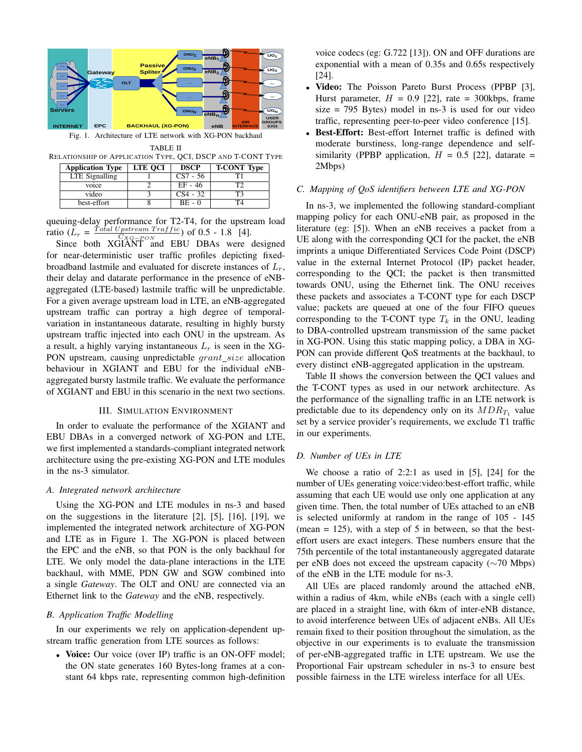Fig. 1. Architecture of LTE network with XG-PON backhaul

TABLE II
RELATIONSHIP OF APPLICATION TYPE, QCI, DSCP AND T-CONT TYPE

| Application Type | LTE QCI | DSCP | T-CONT Type |
|---|---|---|---|
| LTE Signalling | 1 | CS7 - 56 | T1 |
| voice | 2 | EF - 46 | T2 |
| video | 3 | CS4 - 32 | T3 |
| best-effort | 8 | BE - 0 | T4 |

queuing-delay performance for T2-T4, for the upstream load ratio ($L_r = \frac{Total\ Upstream\ Traffic}{C_{XG-PON}}$) of 0.5 - 1.8 [4].

Since both XGIANT and EBU DBAs were designed for near-deterministic user traffic profiles depicting fixed-broadband lastmile and evaluated for discrete instances of $L_r$, their delay and datarate performance in the presence of eNB-aggregated (LTE-based) lastmile traffic will be unpredictable. For a given average upstream load in LTE, an eNB-aggregated upstream traffic can portray a high degree of temporal-variation in instantaneous datarate, resulting in highly bursty upstream traffic injected into each ONU in the upstream. As a result, a highly varying instantaneous $L_r$ is seen in the XG-PON upstream, causing unpredictable $grant\_size$ allocation behaviour in XGIANT and EBU for the individual eNB-aggregated bursty lastmile traffic. We evaluate the performance of XGIANT and EBU in this scenario in the next two sections.

## III. Simulation Environment

In order to evaluate the performance of the XGIANT and EBU DBAs in a converged network of XG-PON and LTE, we first implemented a standards-compliant integrated network architecture using the pre-existing XG-PON and LTE modules in the ns-3 simulator.

### A. Integrated network architecture

Using the XG-PON and LTE modules in ns-3 and based on the suggestions in the literature [2], [5], [16], [19], we implemented the integrated network architecture of XG-PON and LTE as in Figure 1. The XG-PON is placed between the EPC and the eNB, so that PON is the only backhaul for LTE. We only model the data-plane interactions in the LTE backhaul, with MME, PDN GW and SGW combined into a single *Gateway*. The OLT and ONU are connected via an Ethernet link to the *Gateway* and the eNB, respectively.

### B. Application Traffic Modelling

In our experiments we rely on application-dependent upstream traffic generation from LTE sources as follows:

- **Voice:** Our voice (over IP) traffic is an ON-OFF model; the ON state generates 160 Bytes-long frames at a constant 64 kbps rate, representing common high-definition voice codecs (eg: G.722 [13]). ON and OFF durations are exponential with a mean of 0.35s and 0.65s respectively [24].
- **Video:** The Poisson Pareto Burst Process (PPBP [3], Hurst parameter, $H$ = 0.9 [22], rate = 300kbps, frame size = 795 Bytes) model in ns-3 is used for our video traffic, representing peer-to-peer video conference [15].
- **Best-Effort:** Best-effort Internet traffic is defined with moderate burstiness, long-range dependence and self-similarity (PPBP application, $H$ = 0.5 [22], datarate = 2Mbps)

### C. Mapping of QoS identifiers between LTE and XG-PON

In ns-3, we implemented the following standard-compliant mapping policy for each ONU-eNB pair, as proposed in the literature (eg: [5]). When an eNB receives a packet from a UE along with the corresponding QCI for the packet, the eNB imprints a unique Differentiated Services Code Point (DSCP) value in the external Internet Protocol (IP) packet header, corresponding to the QCI; the packet is then transmitted towards ONU, using the Ethernet link. The ONU receives these packets and associates a T-CONT type for each DSCP value; packets are queued at one of the four FIFO queues corresponding to the T-CONT type $T_k$ in the ONU, leading to DBA-controlled upstream transmission of the same packet in XG-PON. Using this static mapping policy, a DBA in XG-PON can provide different QoS treatments at the backhaul, to every distinct eNB-aggregated application in the upstream.

Table II shows the conversion between the QCI values and the T-CONT types as used in our network architecture. As the performance of the signalling traffic in an LTE network is predictable due to its dependency only on its $MDR_{T_1}$ value set by a service provider's requirements, we exclude T1 traffic in our experiments.

### D. Number of UEs in LTE

We choose a ratio of 2:2:1 as used in [5], [24] for the number of UEs generating voice:video:best-effort traffic, while assuming that each UE would use only one application at any given time. Then, the total number of UEs attached to an eNB is selected uniformly at random in the range of 105 - 145 (mean = 125), with a step of 5 in between, so that the best-effort users are exact integers. These numbers ensure that the 75th percentile of the total instantaneously aggregated datarate per eNB does not exceed the upstream capacity (∼70 Mbps) of the eNB in the LTE module for ns-3.

All UEs are placed randomly around the attached eNB, within a radius of 4km, while eNBs (each with a single cell) are placed in a straight line, with 6km of inter-eNB distance, to avoid interference between UEs of adjacent eNBs. All UEs remain fixed to their position throughout the simulation, as the objective in our experiments is to evaluate the transmission of per-eNB-aggregated traffic in LTE upstream. We use the Proportional Fair upstream scheduler in ns-3 to ensure best possible fairness in the LTE wireless interface for all UEs.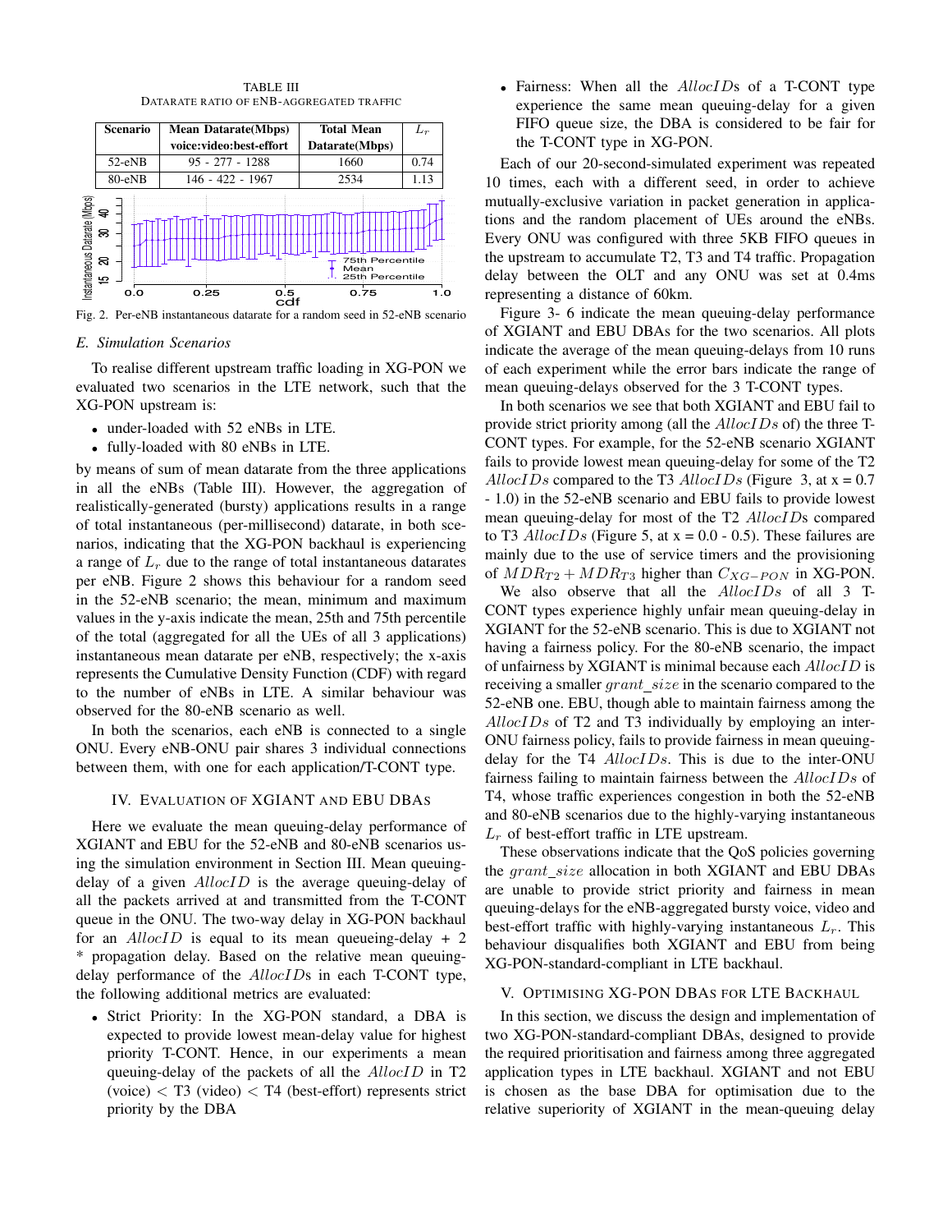TABLE III
DATARATE RATIO OF ENB-AGGREGATED TRAFFIC

| Scenario | Mean Datarate(Mbps) voice:video:best-effort | Total Mean Datarate(Mbps) | $L_r$ |
|---|---|---|---|
| 52-eNB | 95 - 277 - 1288 | 1660 | 0.74 |
| 80-eNB | 146 - 422 - 1967 | 2534 | 1.13 |

Fig. 2. Per-eNB instantaneous datarate for a random seed in 52-eNB scenario

### E. Simulation Scenarios

To realise different upstream traffic loading in XG-PON we evaluated two scenarios in the LTE network, such that the XG-PON upstream is:

- under-loaded with 52 eNBs in LTE.
- fully-loaded with 80 eNBs in LTE.

by means of sum of mean datarate from the three applications in all the eNBs (Table III). However, the aggregation of realistically-generated (bursty) applications results in a range of total instantaneous (per-millisecond) datarate, in both scenarios, indicating that the XG-PON backhaul is experiencing a range of $L_r$ due to the range of total instantaneous datarates per eNB. Figure 2 shows this behaviour for a random seed in the 52-eNB scenario; the mean, minimum and maximum values in the y-axis indicate the mean, 25th and 75th percentile of the total (aggregated for all the UEs of all 3 applications) instantaneous mean datarate per eNB, respectively; the x-axis represents the Cumulative Density Function (CDF) with regard to the number of eNBs in LTE. A similar behaviour was observed for the 80-eNB scenario as well.

In both the scenarios, each eNB is connected to a single ONU. Every eNB-ONU pair shares 3 individual connections between them, with one for each application/T-CONT type.

## IV. EVALUATION OF XGIANT AND EBU DBAS

Here we evaluate the mean queuing-delay performance of XGIANT and EBU for the 52-eNB and 80-eNB scenarios using the simulation environment in Section III. Mean queuing-delay of a given $AllocID$ is the average queuing-delay of all the packets arrived at and transmitted from the T-CONT queue in the ONU. The two-way delay in XG-PON backhaul for an $AllocID$ is equal to its mean queueing-delay + 2 * propagation delay. Based on the relative mean queuing-delay performance of the $AllocID$s in each T-CONT type, the following additional metrics are evaluated:

- Strict Priority: In the XG-PON standard, a DBA is expected to provide lowest mean-delay value for highest priority T-CONT. Hence, in our experiments a mean queuing-delay of the packets of all the $AllocID$ in T2 (voice) < T3 (video) < T4 (best-effort) represents strict priority by the DBA
- Fairness: When all the $AllocID$s of a T-CONT type experience the same mean queuing-delay for a given FIFO queue size, the DBA is considered to be fair for the T-CONT type in XG-PON.

Each of our 20-second-simulated experiment was repeated 10 times, each with a different seed, in order to achieve mutually-exclusive variation in packet generation in applications and the random placement of UEs around the eNBs. Every ONU was configured with three 5KB FIFO queues in the upstream to accumulate T2, T3 and T4 traffic. Propagation delay between the OLT and any ONU was set at 0.4ms representing a distance of 60km.

Figure 3- 6 indicate the mean queuing-delay performance of XGIANT and EBU DBAs for the two scenarios. All plots indicate the average of the mean queuing-delays from 10 runs of each experiment while the error bars indicate the range of mean queuing-delays observed for the 3 T-CONT types.

In both scenarios we see that both XGIANT and EBU fail to provide strict priority among (all the $AllocID$s of) the three T-CONT types. For example, for the 52-eNB scenario XGIANT fails to provide lowest mean queuing-delay for some of the T2 $AllocID$s compared to the T3 $AllocID$s (Figure 3, at x = 0.7 - 1.0) in the 52-eNB scenario and EBU fails to provide lowest mean queuing-delay for most of the T2 $AllocID$s compared to T3 $AllocID$s (Figure 5, at x = 0.0 - 0.5). These failures are mainly due to the use of service timers and the provisioning of $MDR_{T2} + MDR_{T3}$ higher than $C_{XG-PON}$ in XG-PON.

We also observe that all the $AllocID$s of all 3 T-CONT types experience highly unfair mean queuing-delay in XGIANT for the 52-eNB scenario. This is due to XGIANT not having a fairness policy. For the 80-eNB scenario, the impact of unfairness by XGIANT is minimal because each $AllocID$ is receiving a smaller $grant\_size$ in the scenario compared to the 52-eNB one. EBU, though able to maintain fairness among the $AllocID$s of T2 and T3 individually by employing an inter-ONU fairness policy, fails to provide fairness in mean queuing-delay for the T4 $AllocID$s. This is due to the inter-ONU fairness failing to maintain fairness between the $AllocID$s of T4, whose traffic experiences congestion in both the 52-eNB and 80-eNB scenarios due to the highly-varying instantaneous $L_r$ of best-effort traffic in LTE upstream.

These observations indicate that the QoS policies governing the $grant\_size$ allocation in both XGIANT and EBU DBAs are unable to provide strict priority and fairness in mean queuing-delays for the eNB-aggregated bursty voice, video and best-effort traffic with highly-varying instantaneous $L_r$. This behaviour disqualifies both XGIANT and EBU from being XG-PON-standard-compliant in LTE backhaul.

## V. OPTIMISING XG-PON DBAS FOR LTE BACKHAUL

In this section, we discuss the design and implementation of two XG-PON-standard-compliant DBAs, designed to provide the required prioritisation and fairness among three aggregated application types in LTE backhaul. XGIANT and not EBU is chosen as the base DBA for optimisation due to the relative superiority of XGIANT in the mean-queuing delay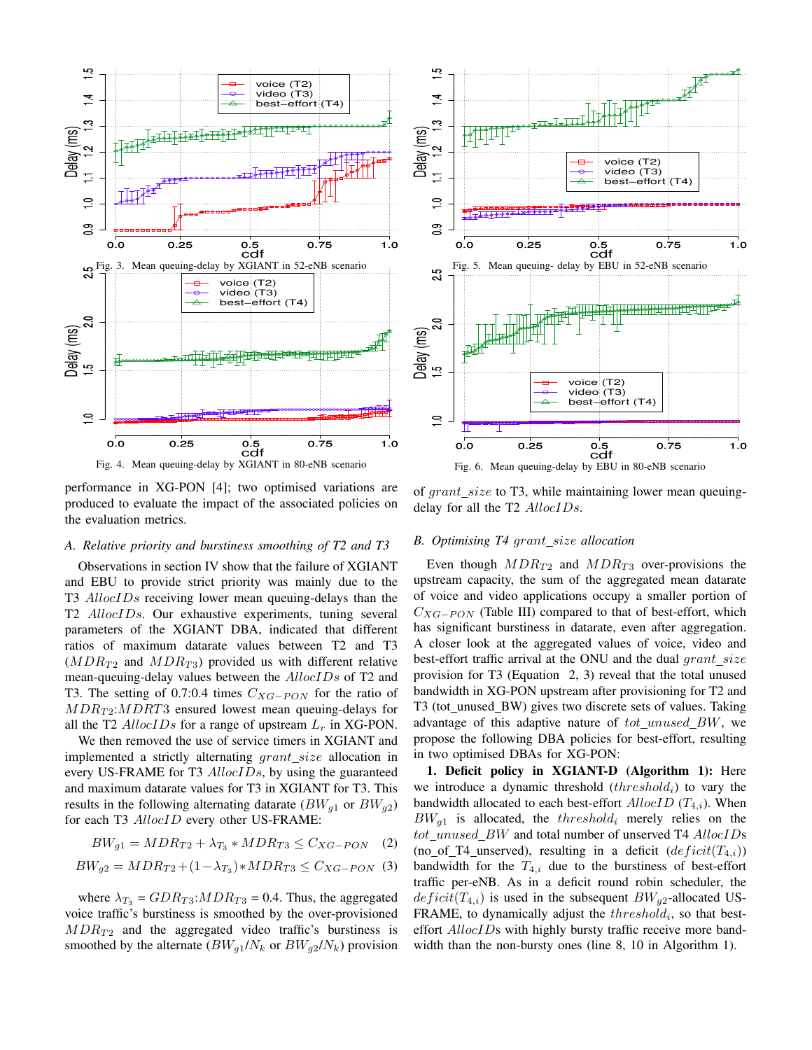Fig. 3. Mean queuing-delay by XGIANT in 52-eNB scenario

Fig. 4. Mean queuing-delay by XGIANT in 80-eNB scenario

Fig. 5. Mean queuing- delay by EBU in 52-eNB scenario

Fig. 6. Mean queuing-delay by EBU in 80-eNB scenario

performance in XG-PON [4]; two optimised variations are produced to evaluate the impact of the associated policies on the evaluation metrics.

### A. Relative priority and burstiness smoothing of T2 and T3

Observations in section IV show that the failure of XGIANT and EBU to provide strict priority was mainly due to the T3 $AllocIDs$ receiving lower mean queuing-delays than the T2 $AllocIDs$. Our exhaustive experiments, tuning several parameters of the XGIANT DBA, indicated that different ratios of maximum datarate values between T2 and T3 ($MDR_{T2}$ and $MDR_{T3}$) provided us with different relative mean-queuing-delay values between the $AllocIDs$ of T2 and T3. The setting of 0.7:0.4 times $C_{XG-PON}$ for the ratio of $MDR_{T2}$:$MDRT3$ ensured lowest mean queuing-delays for all the T2 $AllocIDs$ for a range of upstream $L_r$ in XG-PON.

We then removed the use of service timers in XGIANT and implemented a strictly alternating $grant\_size$ allocation in every US-FRAME for T3 $AllocIDs$, by using the guaranteed and maximum datarate values for T3 in XGIANT for T3. This results in the following alternating datarate ($BW_{g1}$ or $BW_{g2}$) for each T3 $AllocID$ every other US-FRAME:

$$BW_{g1} = MDR_{T2} + \lambda_{T_3} * MDR_{T3} \leq C_{XG-PON} \quad (2)$$

$$BW_{g2} = MDR_{T2} + (1 - \lambda_{T_3}) * MDR_{T3} \leq C_{XG-PON} \quad (3)$$

where $\lambda_{T_3}$ = $GDR_{T3}$:$MDR_{T3}$ = 0.4. Thus, the aggregated voice traffic's burstiness is smoothed by the over-provisioned $MDR_{T2}$ and the aggregated video traffic's burstiness is smoothed by the alternate ($BW_{g1}/N_k$ or $BW_{g2}/N_k$) provision of $grant\_size$ to T3, while maintaining lower mean queuing-delay for all the T2 $AllocIDs$.

### B. Optimising T4 $grant\_size$ allocation

Even though $MDR_{T2}$ and $MDR_{T3}$ over-provisions the upstream capacity, the sum of the aggregated mean datarate of voice and video applications occupy a smaller portion of $C_{XG-PON}$ (Table III) compared to that of best-effort, which has significant burstiness in datarate, even after aggregation. A closer look at the aggregated values of voice, video and best-effort traffic arrival at the ONU and the dual $grant\_size$ provision for T3 (Equation 2, 3) reveal that the total unused bandwidth in XG-PON upstream after provisioning for T2 and T3 (tot_unused_BW) gives two discrete sets of values. Taking advantage of this adaptive nature of $tot\_unused\_BW$, we propose the following DBA policies for best-effort, resulting in two optimised DBAs for XG-PON:

**1. Deficit policy in XGIANT-D (Algorithm 1):** Here we introduce a dynamic threshold ($threshold_i$) to vary the bandwidth allocated to each best-effort $AllocID$ ($T_{4,i}$). When $BW_{g1}$ is allocated, the $threshold_i$ merely relies on the $tot\_unused\_BW$ and total number of unserved T4 $AllocIDs$ (no_of_T4_unserved), resulting in a deficit ($deficit(T_{4,i})$) bandwidth for the $T_{4,i}$ due to the burstiness of best-effort traffic per-eNB. As in a deficit round robin scheduler, the $deficit(T_{4,i})$ is used in the subsequent $BW_{g2}$-allocated US-FRAME, to dynamically adjust the $threshold_i$, so that best-effort $AllocIDs$ with highly bursty traffic receive more bandwidth than the non-bursty ones (line 8, 10 in Algorithm 1).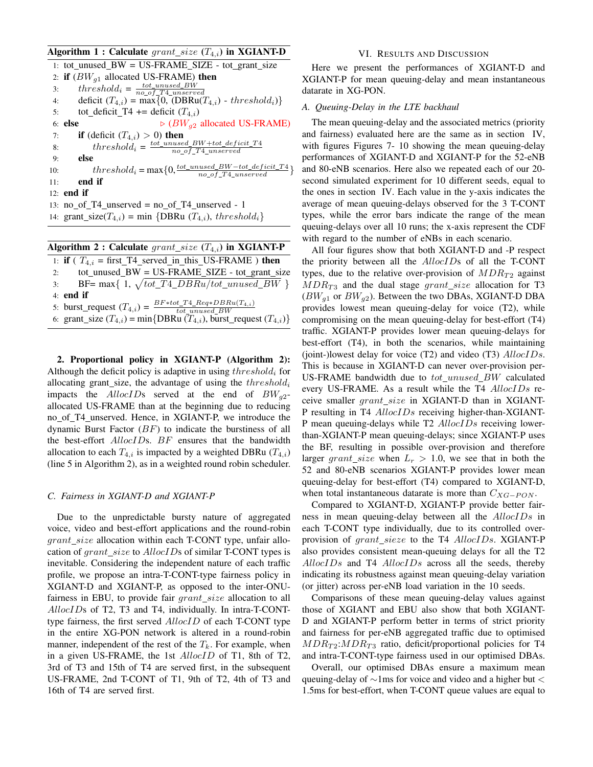**Algorithm 1 : Calculate $grant\_size$ ($T_{4,i}$) in XGIANT-D**

```
1:  tot_unused_BW = US-FRAME_SIZE - tot_grant_size
2:  if (BW_g1 allocated US-FRAME) then
3:      threshold_i = tot_unused_BW / no_of_T4_unserved
4:      deficit (T_4,i) = max{0, (DBRu(T_4,i) - threshold_i)}
5:      tot_deficit_T4 += deficit (T_4,i)
6:  else                                  ▷ (BW_g2 allocated US-FRAME)
7:      if (deficit (T_4,i) > 0) then
8:          threshold_i = (tot_unused_BW + tot_deficit_T4) / no_of_T4_unserved
9:      else
10:         threshold_i = max{0, (tot_unused_BW - tot_deficit_T4) / no_of_T4_unserved}
11:     end if
12: end if
13: no_of_T4_unserved = no_of_T4_unserved - 1
14: grant_size(T_4,i) = min {DBRu (T_4,i), threshold_i}
```

**Algorithm 2 : Calculate $grant\_size$ ($T_{4,i}$) in XGIANT-P**

```
1: if ( T_4,i = first_T4_served_in_this_US-FRAME ) then
2:     tot_unused_BW = US-FRAME_SIZE - tot_grant_size
3:     BF = max{ 1, sqrt(tot_T4_DBRu/tot_unused_BW) }
4: end if
5: burst_request (T_4,i) = (BF * tot_T4_Req * DBRu(T_4,i)) / tot_unused_BW
6: grant_size (T_4,i) = min{DBRu (T_4,i), burst_request (T_4,i)}
```

**2. Proportional policy in XGIANT-P (Algorithm 2):** Although the deficit policy is adaptive in using $threshold_i$ for allocating grant_size, the advantage of using the $threshold_i$ impacts the $AllocID$s served at the end of $BW_{g2}$-allocated US-FRAME than at the beginning due to reducing no_of_T4_unserved. Hence, in XGIANT-P, we introduce the dynamic Burst Factor ($BF$) to indicate the burstiness of all the best-effort $AllocID$s. $BF$ ensures that the bandwidth allocation to each $T_{4,i}$ is impacted by a weighted DBRu ($T_{4,i}$) (line 5 in Algorithm 2), as in a weighted round robin scheduler.

### C. Fairness in XGIANT-D and XGIANT-P

Due to the unpredictable bursty nature of aggregated voice, video and best-effort applications and the round-robin $grant\_size$ allocation within each T-CONT type, unfair allocation of $grant\_size$ to $AllocID$s of similar T-CONT types is inevitable. Considering the independent nature of each traffic profile, we propose an intra-T-CONT-type fairness policy in XGIANT-D and XGIANT-P, as opposed to the inter-ONU-fairness in EBU, to provide fair $grant\_size$ allocation to all $AllocID$s of T2, T3 and T4, individually. In intra-T-CONT-type fairness, the first served $AllocID$ of each T-CONT type in the entire XG-PON network is altered in a round-robin manner, independent of the rest of the $T_k$. For example, when in a given US-FRAME, the 1st $AllocID$ of T1, 8th of T2, 3rd of T3 and 15th of T4 are served first, in the subsequent US-FRAME, 2nd T-CONT of T1, 9th of T2, 4th of T3 and 16th of T4 are served first.

## VI. Results and Discussion

Here we present the performances of XGIANT-D and XGIANT-P for mean queuing-delay and mean instantaneous datarate in XG-PON.

### A. Queuing-Delay in the LTE backhaul

The mean queuing-delay and the associated metrics (priority and fairness) evaluated here are the same as in section IV, with figures Figures 7- 10 showing the mean queuing-delay performances of XGIANT-D and XGIANT-P for the 52-eNB and 80-eNB scenarios. Here also we repeated each of our 20-second simulated experiment for 10 different seeds, equal to the ones in section IV. Each value in the y-axis indicates the average of mean queuing-delays observed for the 3 T-CONT types, while the error bars indicate the range of the mean queuing-delays over all 10 runs; the x-axis represent the CDF with regard to the number of eNBs in each scenario.

All four figures show that both XGIANT-D and -P respect the priority between all the $AllocIDs$ of all the T-CONT types, due to the relative over-provision of $MDR_{T2}$ against $MDR_{T3}$ and the dual stage $grant\_size$ allocation for T3 ($BW_{g1}$ or $BW_{g2}$). Between the two DBAs, XGIANT-D DBA provides lowest mean queuing-delay for voice (T2), while compromising on the mean queuing-delay for best-effort (T4) traffic. XGIANT-P provides lower mean queuing-delays for best-effort (T4), in both the scenarios, while maintaining (joint-)lowest delay for voice (T2) and video (T3) $AllocIDs$. This is because in XGIANT-D can never over-provision per-US-FRAME bandwidth due to $tot\_unused\_BW$ calculated every US-FRAME. As a result while the T4 $AllocIDs$ receive smaller $grant\_size$ in XGIANT-D than in XGIANT-P resulting in T4 $AllocIDs$ receiving higher-than-XGIANT-P mean queuing-delays while T2 $AllocIDs$ receiving lower-than-XGIANT-P mean queuing-delays; since XGIANT-P uses the BF, resulting in possible over-provision and therefore larger $grant\_size$ when $L_r$ > 1.0, we see that in both the 52 and 80-eNB scenarios XGIANT-P provides lower mean queuing-delay for best-effort (T4) compared to XGIANT-D, when total instantaneous datarate is more than $C_{XG-PON}$.

Compared to XGIANT-D, XGIANT-P provide better fairness in mean queuing-delay between all the $AllocIDs$ in each T-CONT type individually, due to its controlled over-provision of $grant\_sieze$ to the T4 $AllocIDs$. XGIANT-P also provides consistent mean-queuing delays for all the T2 $AllocIDs$ and T4 $AllocIDs$ across all the seeds, thereby indicating its robustness against mean queuing-delay variation (or jitter) across per-eNB load variation in the 10 seeds.

Comparisons of these mean queuing-delay values against those of XGIANT and EBU also show that both XGIANT-D and XGIANT-P perform better in terms of strict priority and fairness for per-eNB aggregated traffic due to optimised $MDR_{T2}$:$MDR_{T3}$ ratio, deficit/proportional policies for T4 and intra-T-CONT-type fairness used in our optimised DBAs.

Overall, our optimised DBAs ensure a maximum mean queuing-delay of ∼1ms for voice and video and a higher but < 1.5ms for best-effort, when T-CONT queue values are equal to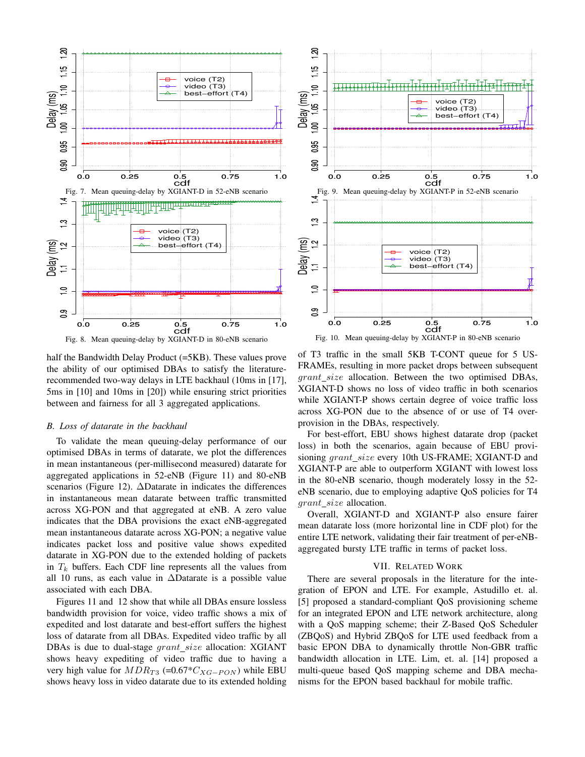Fig. 7. Mean queuing-delay by XGIANT-D in 52-eNB scenario

Fig. 8. Mean queuing-delay by XGIANT-D in 80-eNB scenario

Fig. 9. Mean queuing-delay by XGIANT-P in 52-eNB scenario

Fig. 10. Mean queuing-delay by XGIANT-P in 80-eNB scenario

half the Bandwidth Delay Product (=5KB). These values prove the ability of our optimised DBAs to satisfy the literature-recommended two-way delays in LTE backhaul (10ms in [17], 5ms in [10] and 10ms in [20]) while ensuring strict priorities between and fairness for all 3 aggregated applications.

### B. Loss of datarate in the backhaul

To validate the mean queuing-delay performance of our optimised DBAs in terms of datarate, we plot the differences in mean instantaneous (per-millisecond measured) datarate for aggregated applications in 52-eNB (Figure 11) and 80-eNB scenarios (Figure 12). ΔDatarate in indicates the differences in instantaneous mean datarate between traffic transmitted across XG-PON and that aggregated at eNB. A zero value indicates that the DBA provisions the exact eNB-aggregated mean instantaneous datarate across XG-PON; a negative value indicates packet loss and positive value shows expedited datarate in XG-PON due to the extended holding of packets in $T_k$ buffers. Each CDF line represents all the values from all 10 runs, as each value in ΔDatarate is a possible value associated with each DBA.

Figures 11 and 12 show that while all DBAs ensure lossless bandwidth provision for voice, video traffic shows a mix of expedited and lost datarate and best-effort suffers the highest loss of datarate from all DBAs. Expedited video traffic by all DBAs is due to dual-stage $grant\_size$ allocation: XGIANT shows heavy expediting of video traffic due to having a very high value for $MDR_{T3}$ (=0.67*$C_{XG-PON}$) while EBU shows heavy loss in video datarate due to its extended holding of T3 traffic in the small 5KB T-CONT queue for 5 US-FRAMEs, resulting in more packet drops between subsequent $grant\_size$ allocation. Between the two optimised DBAs, XGIANT-D shows no loss of video traffic in both scenarios while XGIANT-P shows certain degree of voice traffic loss across XG-PON due to the absence of or use of T4 over-provision in the DBAs, respectively.

For best-effort, EBU shows highest datarate drop (packet loss) in both the scenarios, again because of EBU provisioning $grant\_size$ every 10th US-FRAME; XGIANT-D and XGIANT-P are able to outperform XGIANT with lowest loss in the 80-eNB scenario, though moderately lossy in the 52-eNB scenario, due to employing adaptive QoS policies for T4 $grant\_size$ allocation.

Overall, XGIANT-D and XGIANT-P also ensure fairer mean datarate loss (more horizontal line in CDF plot) for the entire LTE network, validating their fair treatment of per-eNB-aggregated bursty LTE traffic in terms of packet loss.

## VII. Related Work

There are several proposals in the literature for the integration of EPON and LTE. For example, Astudillo et. al. [5] proposed a standard-compliant QoS provisioning scheme for an integrated EPON and LTE network architecture, along with a QoS mapping scheme; their Z-Based QoS Scheduler (ZBQoS) and Hybrid ZBQoS for LTE used feedback from a basic EPON DBA to dynamically throttle Non-GBR traffic bandwidth allocation in LTE. Lim, et. al. [14] proposed a multi-queue based QoS mapping scheme and DBA mechanisms for the EPON based backhaul for mobile traffic.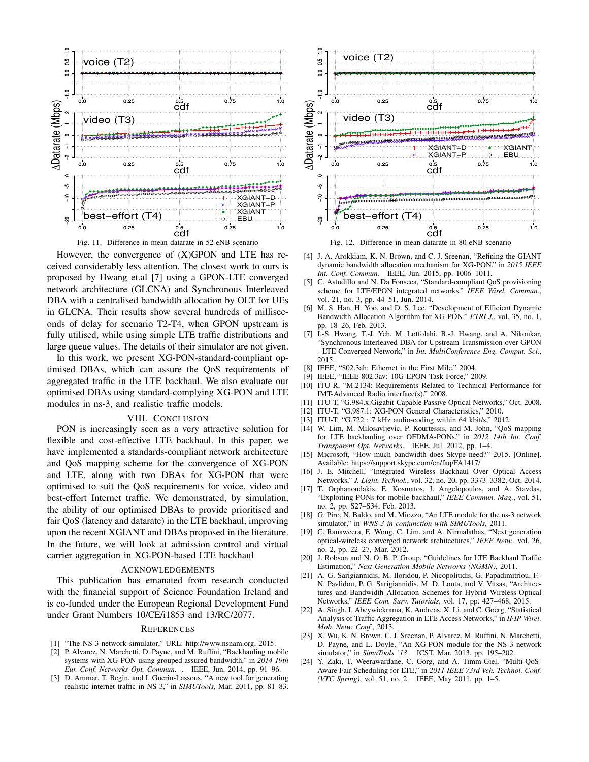voice (T2)

1.0 0.5 0.0 -1.0

0.0 0.25 0.5 0.75 1.0

cdf

video (T3)

ΔDatarate (Mbps)

2 1 0 -1 -2

0.0 0.25 0.5 0.75 1.0

cdf

0 -5 -10 -20

best-effort (T4)

XGIANT-D
XGIANT-P
XGIANT
EBU

0.0 0.25 0.5 0.75 1.0

cdf

Fig. 11. Difference in mean datarate in 52-eNB scenario

voice (T2)

1.0 0.5 0.0 -1.0

0.0 0.25 0.5 0.75 1.0

cdf

video (T3)

ΔDatarate (Mbps)

2 1 0 -1 -2

XGIANT-D
XGIANT-P
XGIANT
EBU

0.0 0.25 0.5 0.75 1.0

cdf

0 -5 -10 -20

best-effort (T4)

0.0 0.25 0.5 0.75 1.0

cdf

Fig. 12. Difference in mean datarate in 80-eNB scenario

However, the convergence of (X)GPON and LTE has received considerably less attention. The closest work to ours is proposed by Hwang et.al [7] using a GPON-LTE converged network architecture (GLCNA) and Synchronous Interleaved DBA with a centralised bandwidth allocation by OLT for UEs in GLCNA. Their results show several hundreds of milliseconds of delay for scenario T2-T4, when GPON upstream is fully utilised, while using simple LTE traffic distributions and large queue values. The details of their simulator are not given.

In this work, we present XG-PON-standard-compliant optimised DBAs, which can assure the QoS requirements of aggregated traffic in the LTE backhaul. We also evaluate our optimised DBAs using standard-complying XG-PON and LTE modules in ns-3, and realistic traffic models.

## VIII. Conclusion

PON is increasingly seen as a very attractive solution for flexible and cost-effective LTE backhaul. In this paper, we have implemented a standards-compliant network architecture and QoS mapping scheme for the convergence of XG-PON and LTE, along with two DBAs for XG-PON that were optimised to suit the QoS requirements for voice, video and best-effort Internet traffic. We demonstrated, by simulation, the ability of our optimised DBAs to provide prioritised and fair QoS (latency and datarate) in the LTE backhaul, improving upon the recent XGIANT and DBAs proposed in the literature. In the future, we will look at admission control and virtual carrier aggregation in XG-PON-based LTE backhaul

## Acknowledgements

This publication has emanated from research conducted with the financial support of Science Foundation Ireland and is co-funded under the European Regional Development Fund under Grant Numbers 10/CE/i1853 and 13/RC/2077.

## References

[1] "The NS-3 network simulator," URL: http://www.nsnam.org, 2015.

[2] P. Alvarez, N. Marchetti, D. Payne, and M. Ruffini, "Backhauling mobile systems with XG-PON using grouped assured bandwidth," in *2014 19th Eur. Conf. Networks Opt. Commun.* -. IEEE, Jun. 2014, pp. 91–96.

[3] D. Ammar, T. Begin, and I. Guerin-Lassous, "A new tool for generating realistic internet traffic in NS-3," in *SIMUTools*, Mar. 2011, pp. 81–83.

[4] J. A. Arokkiam, K. N. Brown, and C. J. Sreenan, "Refining the GIANT dynamic bandwidth allocation mechanism for XG-PON," in *2015 IEEE Int. Conf. Commun.* IEEE, Jun. 2015, pp. 1006–1011.

[5] C. Astudillo and N. Da Fonseca, "Standard-compliant QoS provisioning scheme for LTE/EPON integrated networks," *IEEE Wirel. Commun.*, vol. 21, no. 3, pp. 44–51, Jun. 2014.

[6] M. S. Han, H. Yoo, and D. S. Lee, "Development of Efficient Dynamic Bandwidth Allocation Algorithm for XG-PON," *ETRI J.*, vol. 35, no. 1, pp. 18–26, Feb. 2013.

[7] I.-S. Hwang, T.-J. Yeh, M. Lotfolahi, B.-J. Hwang, and A. Nikoukar, "Synchronous Interleaved DBA for Upstream Transmission over GPON - LTE Converged Network," in *Int. MultiConference Eng. Comput. Sci.*, 2015.

[8] IEEE, "802.3ah: Ethernet in the First Mile," 2004.

[9] IEEE, "IEEE 802.3av: 10G-EPON Task Force," 2009.

[10] ITU-R, "M.2134: Requirements Related to Technical Performance for IMT-Advanced Radio interface(s)," 2008.

[11] ITU-T, "G.984.x:Gigabit-Capable Passive Optical Networks," Oct. 2008.

[12] ITU-T, "G.987.1: XG-PON General Characteristics," 2010.

[13] ITU-T, "G.722 : 7 kHz audio-coding within 64 kbit/s," 2012.

[14] W. Lim, M. Milosavljevic, P. Kourtessis, and M. John, "QoS mapping for LTE backhauling over OFDMA-PONs," in *2012 14th Int. Conf. Transparent Opt. Networks*. IEEE, Jul. 2012, pp. 1–4.

[15] Microsoft, "How much bandwidth does Skype need?" 2015. [Online]. Available: https://support.skype.com/en/faq/FA1417/

[16] J. E. Mitchell, "Integrated Wireless Backhaul Over Optical Access Networks," *J. Light. Technol.*, vol. 32, no. 20, pp. 3373–3382, Oct. 2014.

[17] T. Orphanoudakis, E. Kosmatos, J. Angelopoulos, and A. Stavdas, "Exploiting PONs for mobile backhaul," *IEEE Commun. Mag.*, vol. 51, no. 2, pp. S27–S34, Feb. 2013.

[18] G. Piro, N. Baldo, and M. Miozzo, "An LTE module for the ns-3 network simulator," in *WNS-3 in conjunction with SIMUTools*, 2011.

[19] C. Ranaweera, E. Wong, C. Lim, and A. Nirmalathas, "Next generation optical-wireless converged network architectures," *IEEE Netw.*, vol. 26, no. 2, pp. 22–27, Mar. 2012.

[20] J. Robson and N. O. B. P. Group, "Guidelines for LTE Backhaul Traffic Estimation," *Next Generation Mobile Networks (NGMN)*, 2011.

[21] A. G. Sarigiannidis, M. Iloridou, P. Nicopolitidis, G. Papadimitriou, F.-N. Pavlidou, P. G. Sarigiannidis, M. D. Louta, and V. Vitsas, "Architectures and Bandwidth Allocation Schemes for Hybrid Wireless-Optical Networks," *IEEE Com. Surv. Tutorials*, vol. 17, pp. 427–468, 2015.

[22] A. Singh, I. Abeywickrama, X. Li, and C. Goerg, "Statistical Analysis of Traffic Aggregation in LTE Access Networks," in *IFIP Wirel. Mob. Netw. Conf.*, 2013.

[23] X. Wu, K. N. Brown, C. J. Sreenan, P. Alvarez, M. Ruffini, N. Marchetti, D. Payne, and L. Doyle, "An XG-PON module for the NS-3 network simulator," in *SimuTools '13*. ICST, Mar. 2013, pp. 195–202.

[24] Y. Zaki, T. Weerawardane, C. Gorg, and A. Timm-Giel, "Multi-QoS-Aware Fair Scheduling for LTE," in *2011 IEEE 73rd Veh. Technol. Conf. (VTC Spring)*, vol. 51, no. 2. IEEE, May 2011, pp. 1–5.